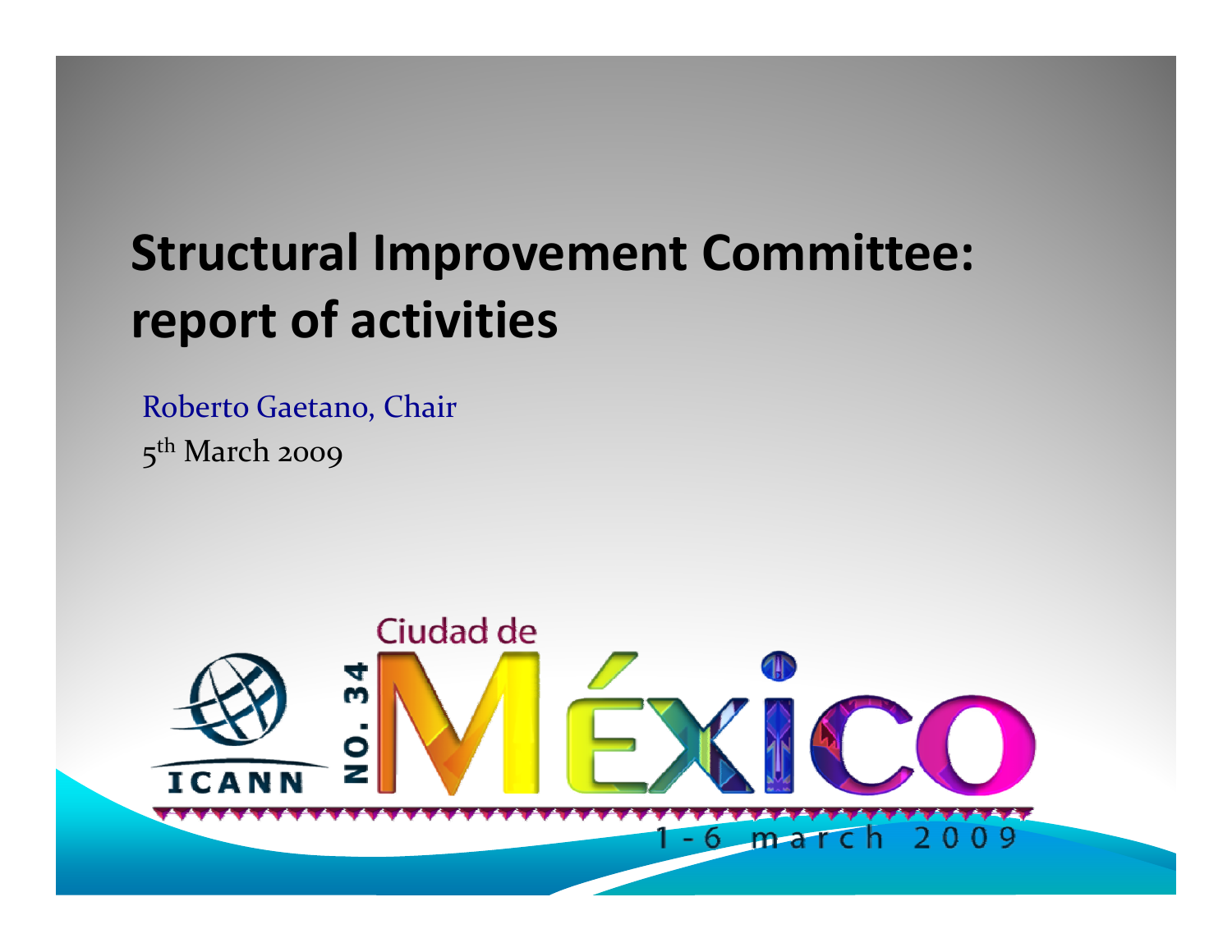# Structural Improvement Committee: report of activities

Roberto Gaetano, Chair

5th March 2009

ICANN

NO. 34

Ciudad de México

1 - 6 march 2009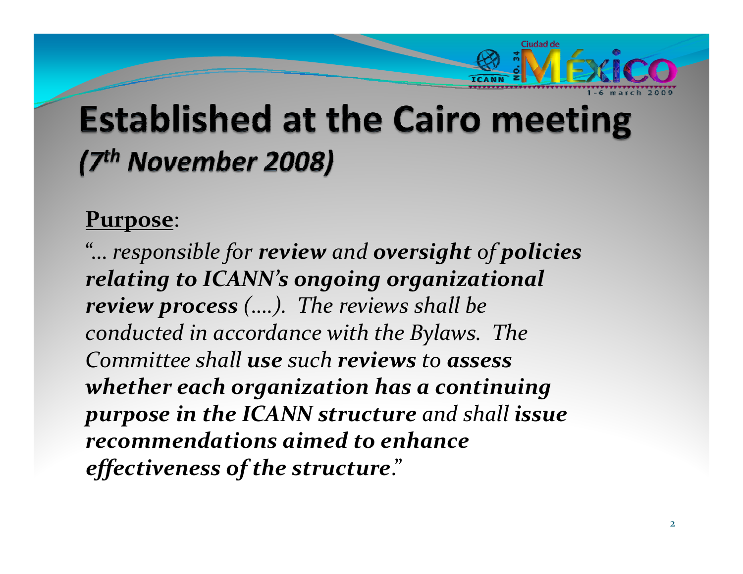# Established at the Cairo meeting *(7th November 2008)*

**Purpose**:

*"… responsible for **review** and **oversight** of **policies relating to ICANN's ongoing organizational review process** (….). The reviews shall be conducted in accordance with the Bylaws. The Committee shall **use** such **reviews** to **assess whether each organization has a continuing purpose in the ICANN structure** and shall **issue recommendations aimed to enhance effectiveness of the structure**."*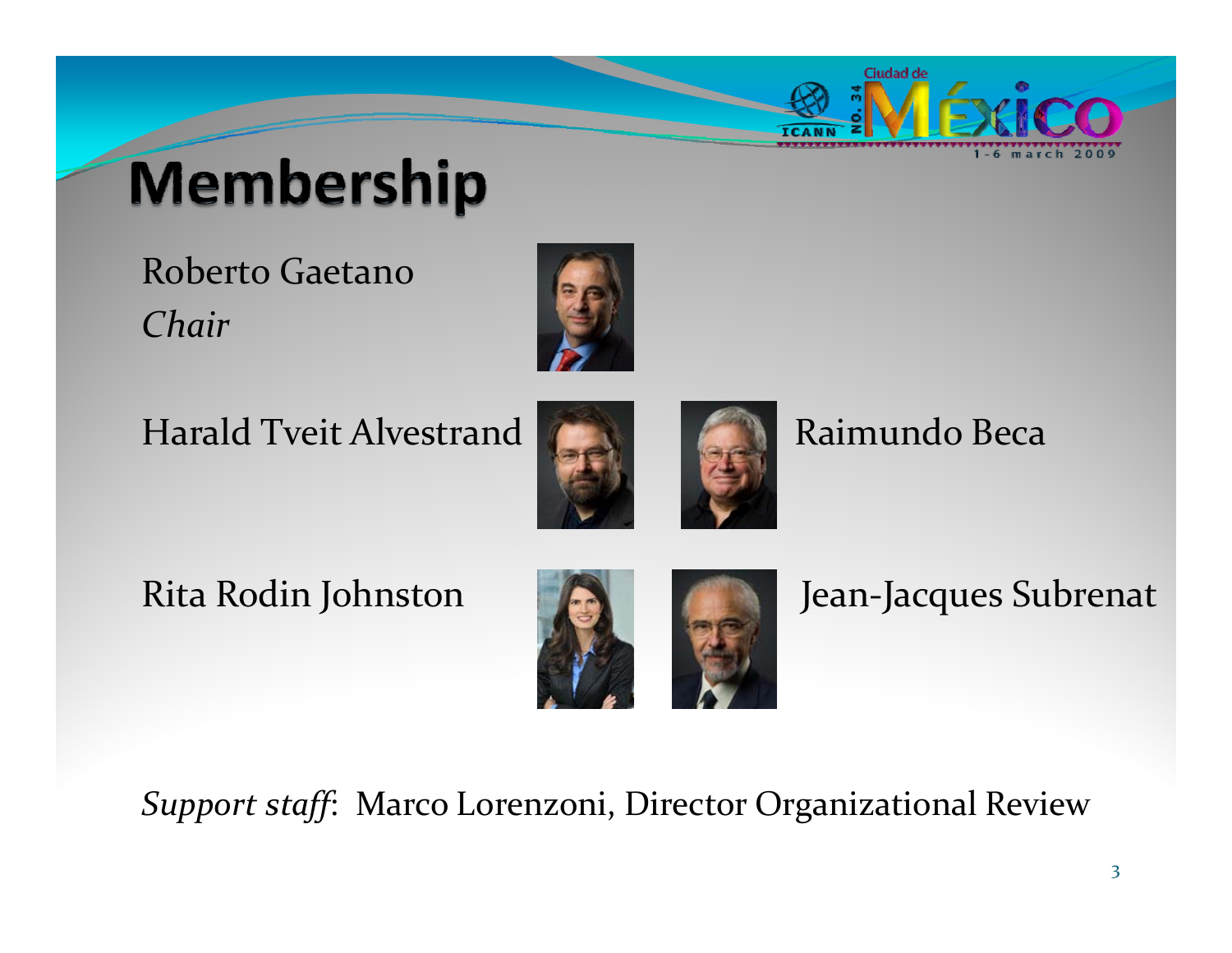# Membership

Roberto Gaetano
*Chair*

Harald Tveit Alvestrand

Raimundo Beca

Rita Rodin Johnston

Jean-Jacques Subrenat

*Support staff*: Marco Lorenzoni, Director Organizational Review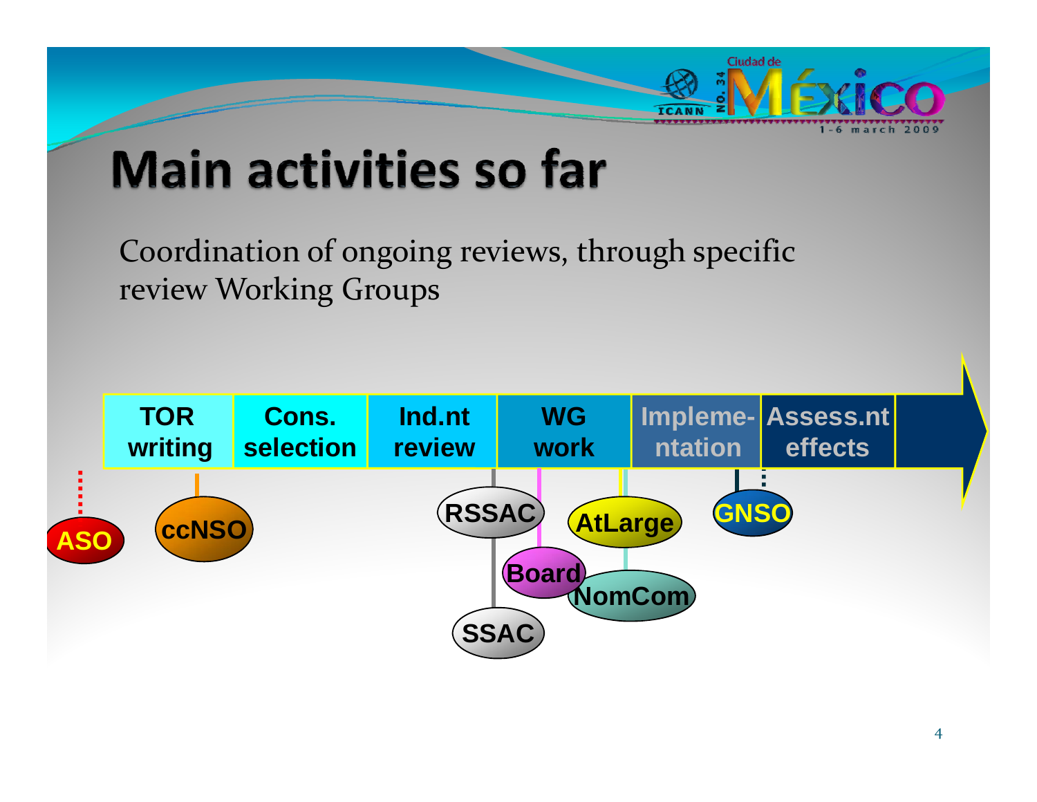# Main activities so far

Coordination of ongoing reviews, through specific review Working Groups

| TOR writing | Cons. selection | Ind.nt review | WG work | Impleme-ntation | Assess.nt effects |
| --- | --- | --- | --- | --- | --- |

ASO

ccNSO

RSSAC

SSAC

Board

AtLarge

NomCom

GNSO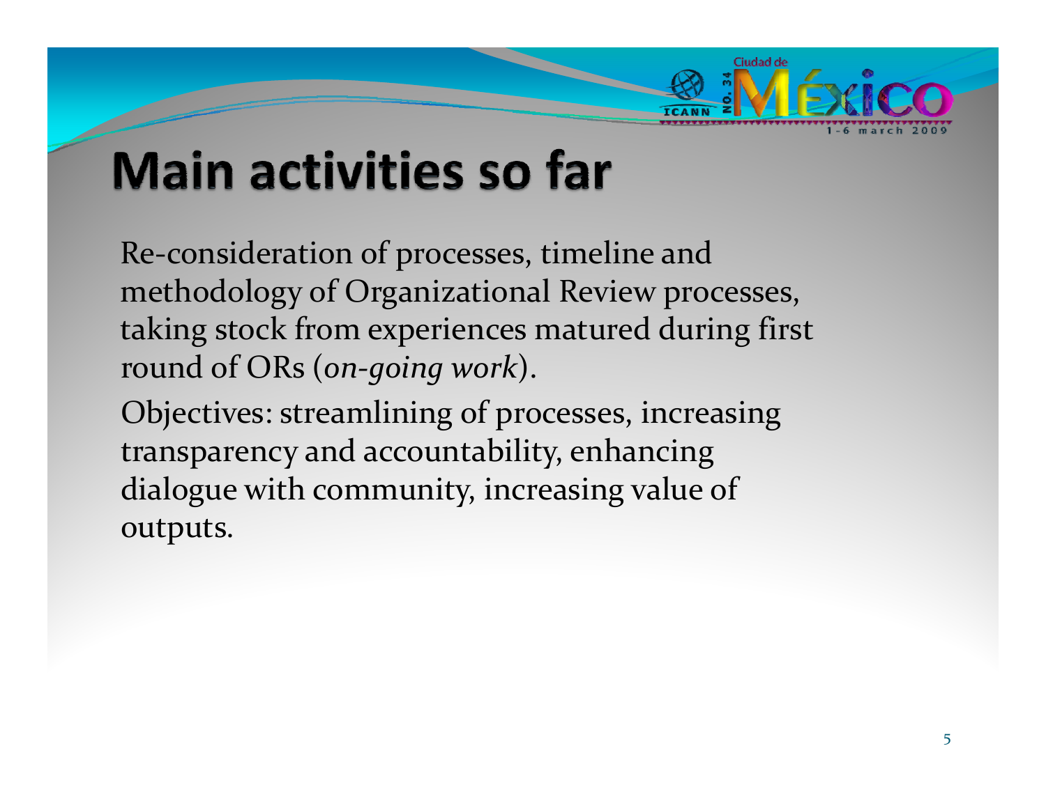# Main activities so far

Re-consideration of processes, timeline and methodology of Organizational Review processes, taking stock from experiences matured during first round of ORs (*on-going work*).

Objectives: streamlining of processes, increasing transparency and accountability, enhancing dialogue with community, increasing value of outputs.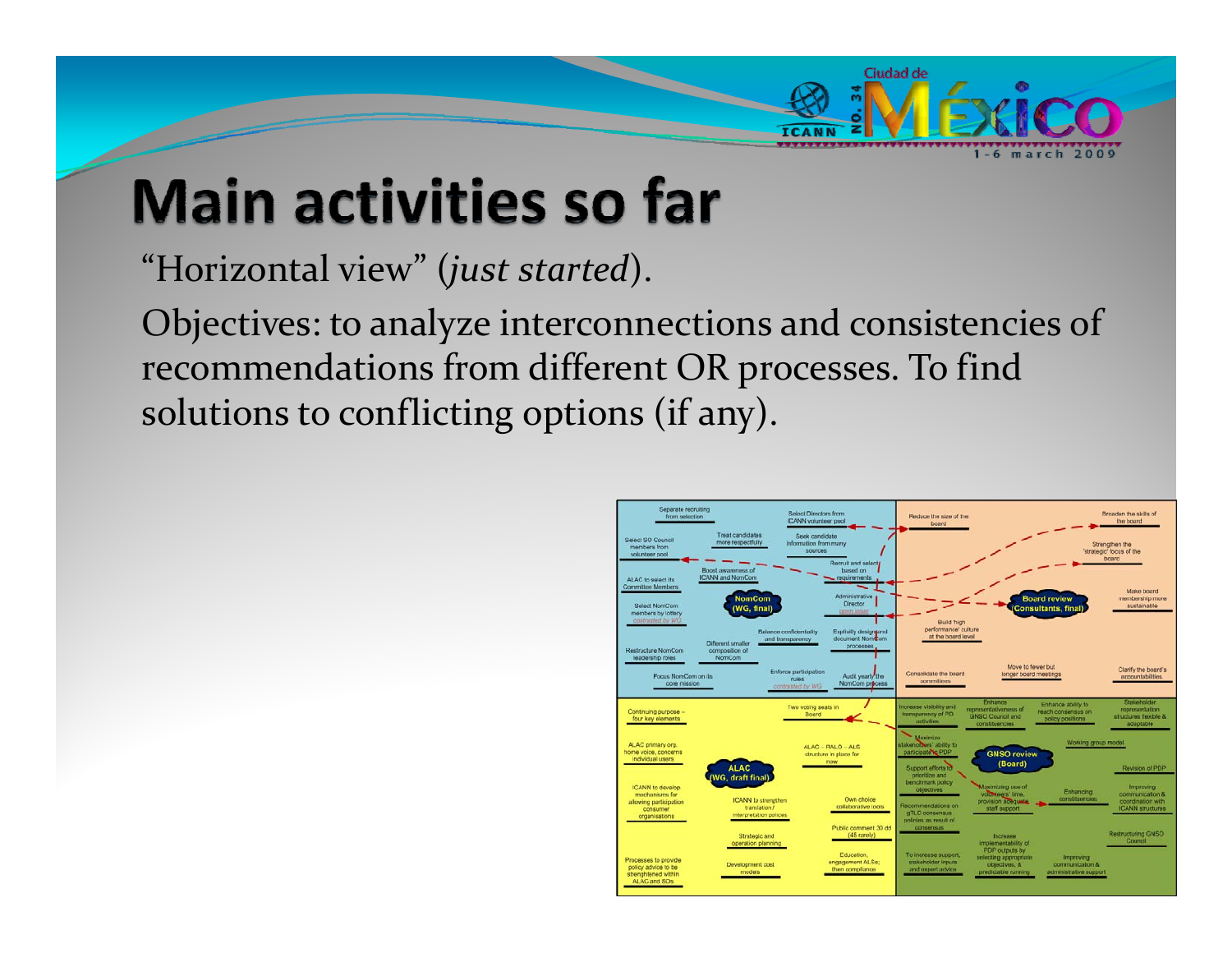# Main activities so far

"Horizontal view" (*just started*).

Objectives: to analyze interconnections and consistencies of recommendations from different OR processes. To find solutions to conflicting options (if any).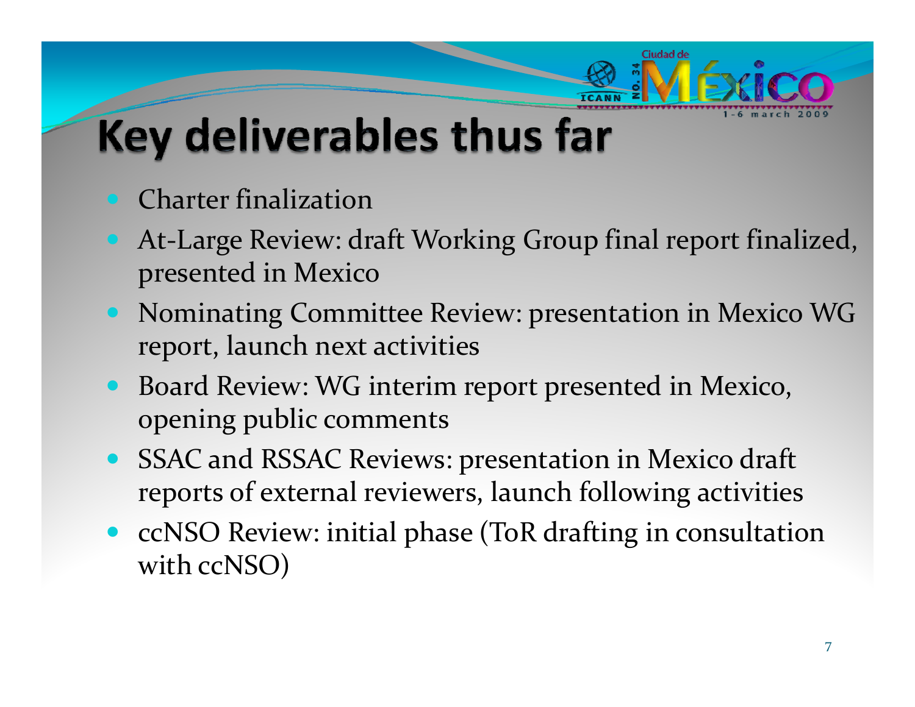# Key deliverables thus far

- Charter finalization
- At-Large Review: draft Working Group final report finalized, presented in Mexico
- Nominating Committee Review: presentation in Mexico WG report, launch next activities
- Board Review: WG interim report presented in Mexico, opening public comments
- SSAC and RSSAC Reviews: presentation in Mexico draft reports of external reviewers, launch following activities
- ccNSO Review: initial phase (ToR drafting in consultation with ccNSO)